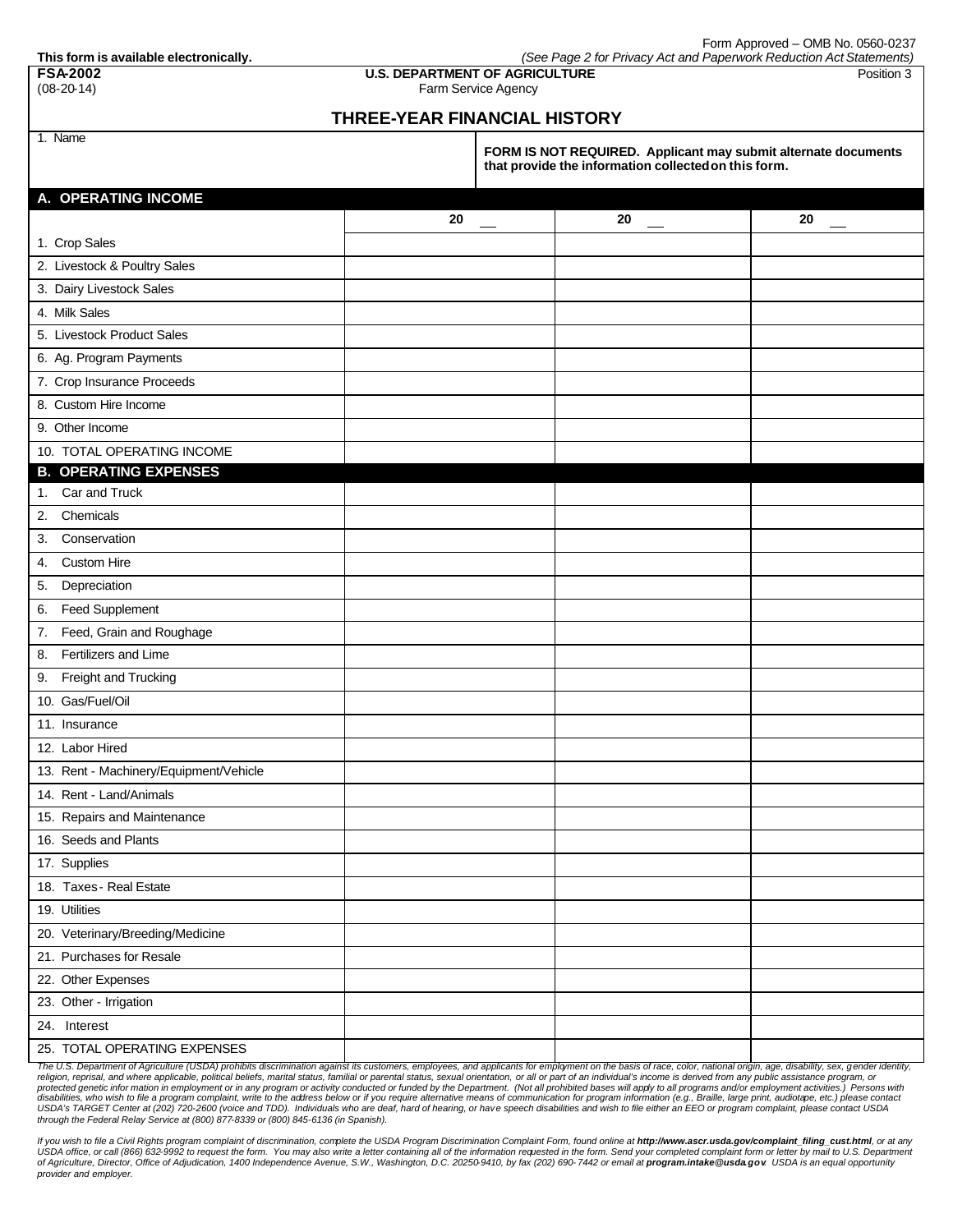This form is available electronically.

Form Approved – OMB No. 0560-0237

*(See Page 2 for Privacy Act and Paperwork Reduction Act Statements)*

**FSA-2002**
(08-20-14)

**U.S. DEPARTMENT OF AGRICULTURE**
Farm Service Agency

Position 3

# THREE-YEAR FINANCIAL HISTORY

| 1. Name | **FORM IS NOT REQUIRED. Applicant may submit alternate documents that provide the information collected on this form.** |
|---|---|

## A. OPERATING INCOME

| | 20 __ | 20 __ | 20 __ |
|---|---|---|---|
| 1. Crop Sales | | | |
| 2. Livestock & Poultry Sales | | | |
| 3. Dairy Livestock Sales | | | |
| 4. Milk Sales | | | |
| 5. Livestock Product Sales | | | |
| 6. Ag. Program Payments | | | |
| 7. Crop Insurance Proceeds | | | |
| 8. Custom Hire Income | | | |
| 9. Other Income | | | |
| 10. TOTAL OPERATING INCOME | | | |

## B. OPERATING EXPENSES

| | 20 __ | 20 __ | 20 __ |
|---|---|---|---|
| 1. Car and Truck | | | |
| 2. Chemicals | | | |
| 3. Conservation | | | |
| 4. Custom Hire | | | |
| 5. Depreciation | | | |
| 6. Feed Supplement | | | |
| 7. Feed, Grain and Roughage | | | |
| 8. Fertilizers and Lime | | | |
| 9. Freight and Trucking | | | |
| 10. Gas/Fuel/Oil | | | |
| 11. Insurance | | | |
| 12. Labor Hired | | | |
| 13. Rent - Machinery/Equipment/Vehicle | | | |
| 14. Rent - Land/Animals | | | |
| 15. Repairs and Maintenance | | | |
| 16. Seeds and Plants | | | |
| 17. Supplies | | | |
| 18. Taxes - Real Estate | | | |
| 19. Utilities | | | |
| 20. Veterinary/Breeding/Medicine | | | |
| 21. Purchases for Resale | | | |
| 22. Other Expenses | | | |
| 23. Other - Irrigation | | | |
| 24. Interest | | | |
| 25. TOTAL OPERATING EXPENSES | | | |

*The U.S. Department of Agriculture (USDA) prohibits discrimination against its customers, employees, and applicants for employment on the basis of race, color, national origin, age, disability, sex, gender identity, religion, reprisal, and where applicable, political beliefs, marital status, familial or parental status, sexual orientation, or all or part of an individual's income is derived from any public assistance program, or protected genetic information in employment or in any program or activity conducted or funded by the Department. (Not all prohibited bases will apply to all programs and/or employment activities.) Persons with disabilities, who wish to file a program complaint, write to the address below or if you require alternative means of communication for program information (e.g., Braille, large print, audiotape, etc.) please contact USDA's TARGET Center at (202) 720-2600 (voice and TDD). Individuals who are deaf, hard of hearing, or have speech disabilities and wish to file either an EEO or program complaint, please contact USDA through the Federal Relay Service at (800) 877-8339 or (800) 845-6136 (in Spanish).*

*If you wish to file a Civil Rights program complaint of discrimination, complete the USDA Program Discrimination Complaint Form, found online at **http://www.ascr.usda.gov/complaint_filing_cust.html**, or at any USDA office, or call (866) 632-9992 to request the form. You may also write a letter containing all of the information requested in the form. Send your completed complaint form or letter by mail to U.S. Department of Agriculture, Director, Office of Adjudication, 1400 Independence Avenue, S.W., Washington, D.C. 20250-9410, by fax (202) 690-7442 or email at **program.intake@usda.gov**. USDA is an equal opportunity provider and employer.*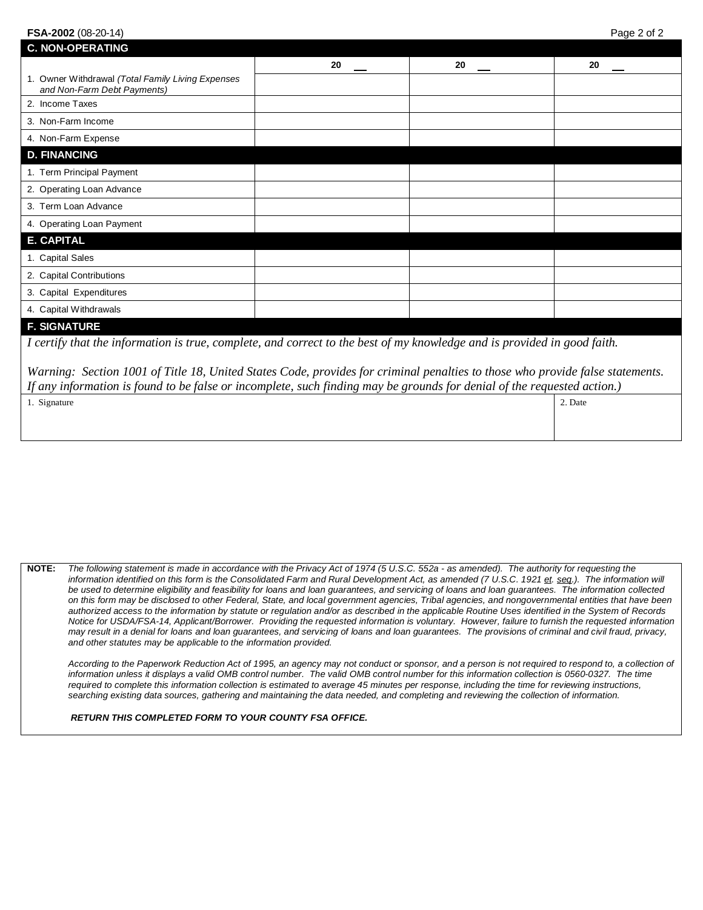FSA-2002 (08-20-14)

## C. NON-OPERATING

| | 20 __ | 20 __ | 20 __ |
|---|---|---|---|
| 1. Owner Withdrawal *(Total Family Living Expenses and Non-Farm Debt Payments)* | | | |
| 2. Income Taxes | | | |
| 3. Non-Farm Income | | | |
| 4. Non-Farm Expense | | | |
| **D. FINANCING** | | | |
| 1. Term Principal Payment | | | |
| 2. Operating Loan Advance | | | |
| 3. Term Loan Advance | | | |
| 4. Operating Loan Payment | | | |
| **E. CAPITAL** | | | |
| 1. Capital Sales | | | |
| 2. Capital Contributions | | | |
| 3. Capital Expenditures | | | |
| 4. Capital Withdrawals | | | |

## F. SIGNATURE

*I certify that the information is true, complete, and correct to the best of my knowledge and is provided in good faith.*

*Warning: Section 1001 of Title 18, United States Code, provides for criminal penalties to those who provide false statements. If any information is found to be false or incomplete, such finding may be grounds for denial of the requested action.)*

| 1. Signature | 2. Date |
|---|---|
| | |

**NOTE:** *The following statement is made in accordance with the Privacy Act of 1974 (5 U.S.C. 552a - as amended). The authority for requesting the information identified on this form is the Consolidated Farm and Rural Development Act, as amended (7 U.S.C. 1921 et. seq.). The information will be used to determine eligibility and feasibility for loans and loan guarantees, and servicing of loans and loan guarantees. The information collected on this form may be disclosed to other Federal, State, and local government agencies, Tribal agencies, and nongovernmental entities that have been authorized access to the information by statute or regulation and/or as described in the applicable Routine Uses identified in the System of Records Notice for USDA/FSA-14, Applicant/Borrower. Providing the requested information is voluntary. However, failure to furnish the requested information may result in a denial for loans and loan guarantees, and servicing of loans and loan guarantees. The provisions of criminal and civil fraud, privacy, and other statutes may be applicable to the information provided.*

*According to the Paperwork Reduction Act of 1995, an agency may not conduct or sponsor, and a person is not required to respond to, a collection of information unless it displays a valid OMB control number. The valid OMB control number for this information collection is 0560-0327. The time required to complete this information collection is estimated to average 45 minutes per response, including the time for reviewing instructions, searching existing data sources, gathering and maintaining the data needed, and completing and reviewing the collection of information.*

***RETURN THIS COMPLETED FORM TO YOUR COUNTY FSA OFFICE.***